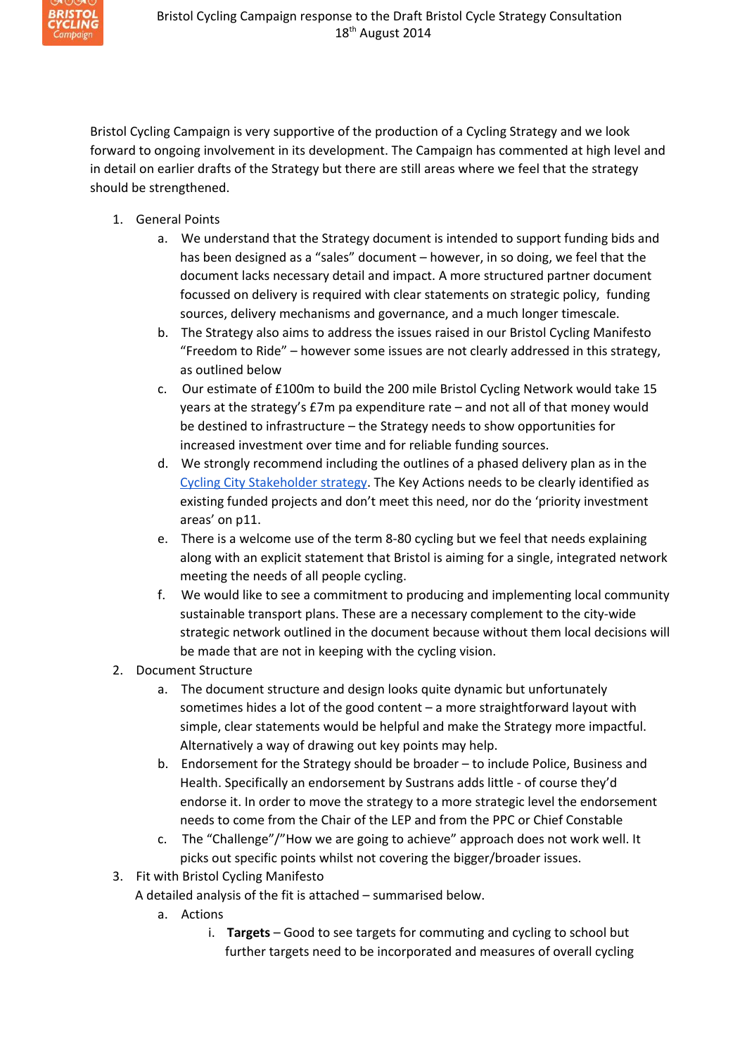# Bristol Cycling Campaign response to the Draft Bristol Cycle Strategy Consultation

18th August 2014

Bristol Cycling Campaign is very supportive of the production of a Cycling Strategy and we look forward to ongoing involvement in its development. The Campaign has commented at high level and in detail on earlier drafts of the Strategy but there are still areas where we feel that the strategy should be strengthened.

1. General Points
    a. We understand that the Strategy document is intended to support funding bids and has been designed as a "sales" document – however, in so doing, we feel that the document lacks necessary detail and impact. A more structured partner document focussed on delivery is required with clear statements on strategic policy, funding sources, delivery mechanisms and governance, and a much longer timescale.
    b. The Strategy also aims to address the issues raised in our Bristol Cycling Manifesto "Freedom to Ride" – however some issues are not clearly addressed in this strategy, as outlined below
    c. Our estimate of £100m to build the 200 mile Bristol Cycling Network would take 15 years at the strategy's £7m pa expenditure rate – and not all of that money would be destined to infrastructure – the Strategy needs to show opportunities for increased investment over time and for reliable funding sources.
    d. We strongly recommend including the outlines of a phased delivery plan as in the Cycling City Stakeholder strategy. The Key Actions needs to be clearly identified as existing funded projects and don't meet this need, nor do the 'priority investment areas' on p11.
    e. There is a welcome use of the term 8-80 cycling but we feel that needs explaining along with an explicit statement that Bristol is aiming for a single, integrated network meeting the needs of all people cycling.
    f. We would like to see a commitment to producing and implementing local community sustainable transport plans. These are a necessary complement to the city-wide strategic network outlined in the document because without them local decisions will be made that are not in keeping with the cycling vision.
2. Document Structure
    a. The document structure and design looks quite dynamic but unfortunately sometimes hides a lot of the good content – a more straightforward layout with simple, clear statements would be helpful and make the Strategy more impactful. Alternatively a way of drawing out key points may help.
    b. Endorsement for the Strategy should be broader – to include Police, Business and Health. Specifically an endorsement by Sustrans adds little - of course they'd endorse it. In order to move the strategy to a more strategic level the endorsement needs to come from the Chair of the LEP and from the PPC or Chief Constable
    c. The "Challenge"/"How we are going to achieve" approach does not work well. It picks out specific points whilst not covering the bigger/broader issues.
3. Fit with Bristol Cycling Manifesto

   A detailed analysis of the fit is attached – summarised below.
    a. Actions
        i. **Targets** – Good to see targets for commuting and cycling to school but further targets need to be incorporated and measures of overall cycling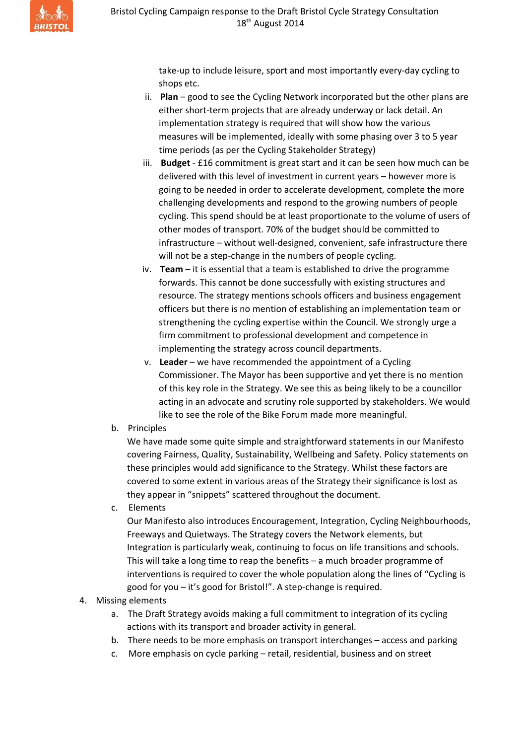take-up to include leisure, sport and most importantly every-day cycling to shops etc.

ii. **Plan** – good to see the Cycling Network incorporated but the other plans are either short-term projects that are already underway or lack detail. An implementation strategy is required that will show how the various measures will be implemented, ideally with some phasing over 3 to 5 year time periods (as per the Cycling Stakeholder Strategy)

iii. **Budget** - £16 commitment is great start and it can be seen how much can be delivered with this level of investment in current years – however more is going to be needed in order to accelerate development, complete the more challenging developments and respond to the growing numbers of people cycling. This spend should be at least proportionate to the volume of users of other modes of transport. 70% of the budget should be committed to infrastructure – without well-designed, convenient, safe infrastructure there will not be a step-change in the numbers of people cycling.

iv. **Team** – it is essential that a team is established to drive the programme forwards. This cannot be done successfully with existing structures and resource. The strategy mentions schools officers and business engagement officers but there is no mention of establishing an implementation team or strengthening the cycling expertise within the Council. We strongly urge a firm commitment to professional development and competence in implementing the strategy across council departments.

v. **Leader** – we have recommended the appointment of a Cycling Commissioner. The Mayor has been supportive and yet there is no mention of this key role in the Strategy. We see this as being likely to be a councillor acting in an advocate and scrutiny role supported by stakeholders. We would like to see the role of the Bike Forum made more meaningful.

b. Principles

We have made some quite simple and straightforward statements in our Manifesto covering Fairness, Quality, Sustainability, Wellbeing and Safety. Policy statements on these principles would add significance to the Strategy. Whilst these factors are covered to some extent in various areas of the Strategy their significance is lost as they appear in “snippets” scattered throughout the document.

c. Elements

Our Manifesto also introduces Encouragement, Integration, Cycling Neighbourhoods, Freeways and Quietways. The Strategy covers the Network elements, but Integration is particularly weak, continuing to focus on life transitions and schools. This will take a long time to reap the benefits – a much broader programme of interventions is required to cover the whole population along the lines of “Cycling is good for you – it’s good for Bristol!”. A step-change is required.

4. Missing elements

a. The Draft Strategy avoids making a full commitment to integration of its cycling actions with its transport and broader activity in general.

b. There needs to be more emphasis on transport interchanges – access and parking

c. More emphasis on cycle parking – retail, residential, business and on street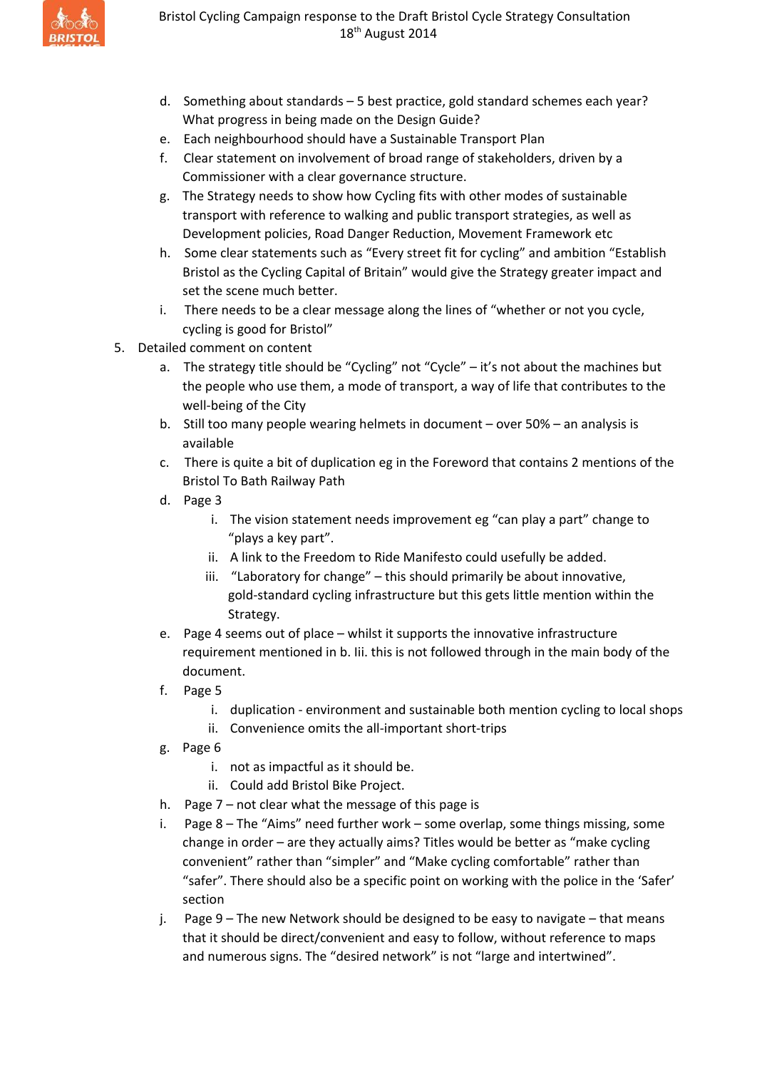d. Something about standards – 5 best practice, gold standard schemes each year? What progress in being made on the Design Guide?
   e. Each neighbourhood should have a Sustainable Transport Plan
   f. Clear statement on involvement of broad range of stakeholders, driven by a Commissioner with a clear governance structure.
   g. The Strategy needs to show how Cycling fits with other modes of sustainable transport with reference to walking and public transport strategies, as well as Development policies, Road Danger Reduction, Movement Framework etc
   h. Some clear statements such as "Every street fit for cycling" and ambition "Establish Bristol as the Cycling Capital of Britain" would give the Strategy greater impact and set the scene much better.
   i. There needs to be a clear message along the lines of "whether or not you cycle, cycling is good for Bristol"

5. Detailed comment on content
   a. The strategy title should be "Cycling" not "Cycle" – it's not about the machines but the people who use them, a mode of transport, a way of life that contributes to the well-being of the City
   b. Still too many people wearing helmets in document – over 50% – an analysis is available
   c. There is quite a bit of duplication eg in the Foreword that contains 2 mentions of the Bristol To Bath Railway Path
   d. Page 3
      i. The vision statement needs improvement eg "can play a part" change to "plays a key part".
      ii. A link to the Freedom to Ride Manifesto could usefully be added.
      iii. "Laboratory for change" – this should primarily be about innovative, gold-standard cycling infrastructure but this gets little mention within the Strategy.
   e. Page 4 seems out of place – whilst it supports the innovative infrastructure requirement mentioned in b. Iii. this is not followed through in the main body of the document.
   f. Page 5
      i. duplication - environment and sustainable both mention cycling to local shops
      ii. Convenience omits the all-important short-trips
   g. Page 6
      i. not as impactful as it should be.
      ii. Could add Bristol Bike Project.
   h. Page 7 – not clear what the message of this page is
   i. Page 8 – The "Aims" need further work – some overlap, some things missing, some change in order – are they actually aims? Titles would be better as "make cycling convenient" rather than "simpler" and "Make cycling comfortable" rather than "safer". There should also be a specific point on working with the police in the 'Safer' section
   j. Page 9 – The new Network should be designed to be easy to navigate – that means that it should be direct/convenient and easy to follow, without reference to maps and numerous signs. The "desired network" is not "large and intertwined".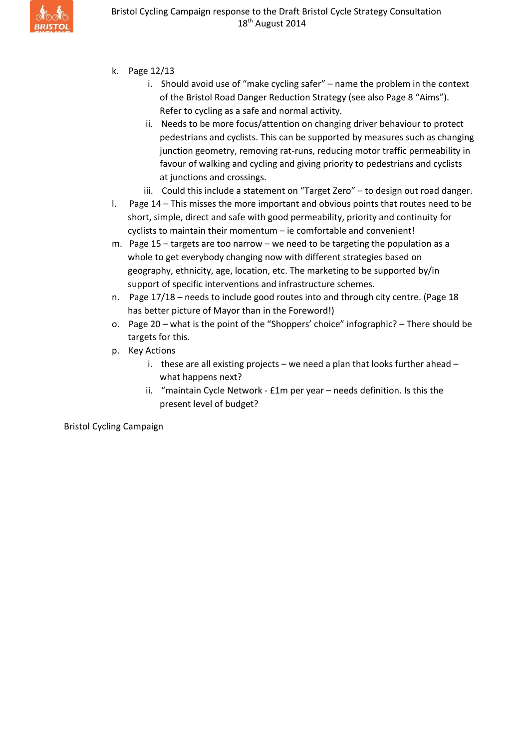k. Page 12/13
    i. Should avoid use of "make cycling safer" – name the problem in the context of the Bristol Road Danger Reduction Strategy (see also Page 8 "Aims"). Refer to cycling as a safe and normal activity.
    ii. Needs to be more focus/attention on changing driver behaviour to protect pedestrians and cyclists. This can be supported by measures such as changing junction geometry, removing rat-runs, reducing motor traffic permeability in favour of walking and cycling and giving priority to pedestrians and cyclists at junctions and crossings.
    iii. Could this include a statement on "Target Zero" – to design out road danger.

l. Page 14 – This misses the more important and obvious points that routes need to be short, simple, direct and safe with good permeability, priority and continuity for cyclists to maintain their momentum – ie comfortable and convenient!

m. Page 15 – targets are too narrow – we need to be targeting the population as a whole to get everybody changing now with different strategies based on geography, ethnicity, age, location, etc. The marketing to be supported by/in support of specific interventions and infrastructure schemes.

n. Page 17/18 – needs to include good routes into and through city centre. (Page 18 has better picture of Mayor than in the Foreword!)

o. Page 20 – what is the point of the "Shoppers' choice" infographic? – There should be targets for this.

p. Key Actions
    i. these are all existing projects – we need a plan that looks further ahead – what happens next?
    ii. "maintain Cycle Network - £1m per year – needs definition. Is this the present level of budget?

Bristol Cycling Campaign